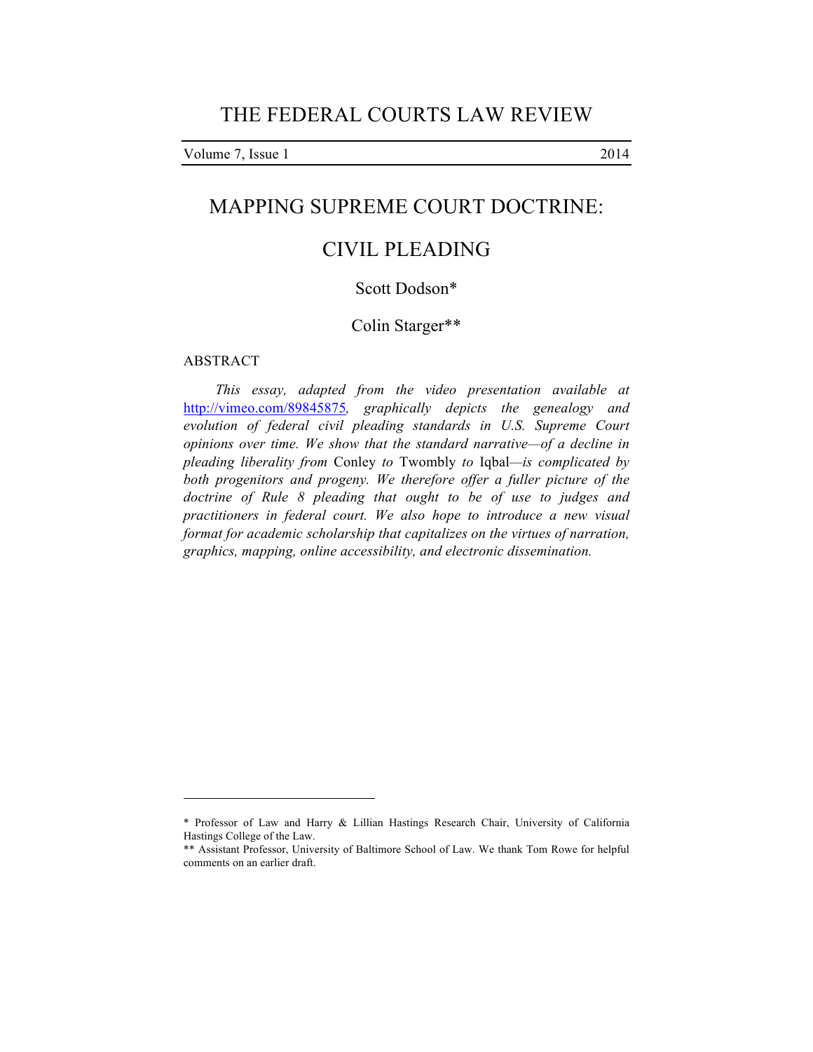# THE FEDERAL COURTS LAW REVIEW

Volume 7, Issue 1 2014

## MAPPING SUPREME COURT DOCTRINE: CIVIL PLEADING

Scott Dodson*

Colin Starger**

ABSTRACT

*This essay, adapted from the video presentation available at* http://vimeo.com/89845875*, graphically depicts the genealogy and evolution of federal civil pleading standards in U.S. Supreme Court opinions over time. We show that the standard narrative—of a decline in pleading liberality from* Conley *to* Twombly *to* Iqbal*—is complicated by both progenitors and progeny. We therefore offer a fuller picture of the doctrine of Rule 8 pleading that ought to be of use to judges and practitioners in federal court. We also hope to introduce a new visual format for academic scholarship that capitalizes on the virtues of narration, graphics, mapping, online accessibility, and electronic dissemination.*

---

\* Professor of Law and Harry & Lillian Hastings Research Chair, University of California Hastings College of the Law.

\*\* Assistant Professor, University of Baltimore School of Law. We thank Tom Rowe for helpful comments on an earlier draft.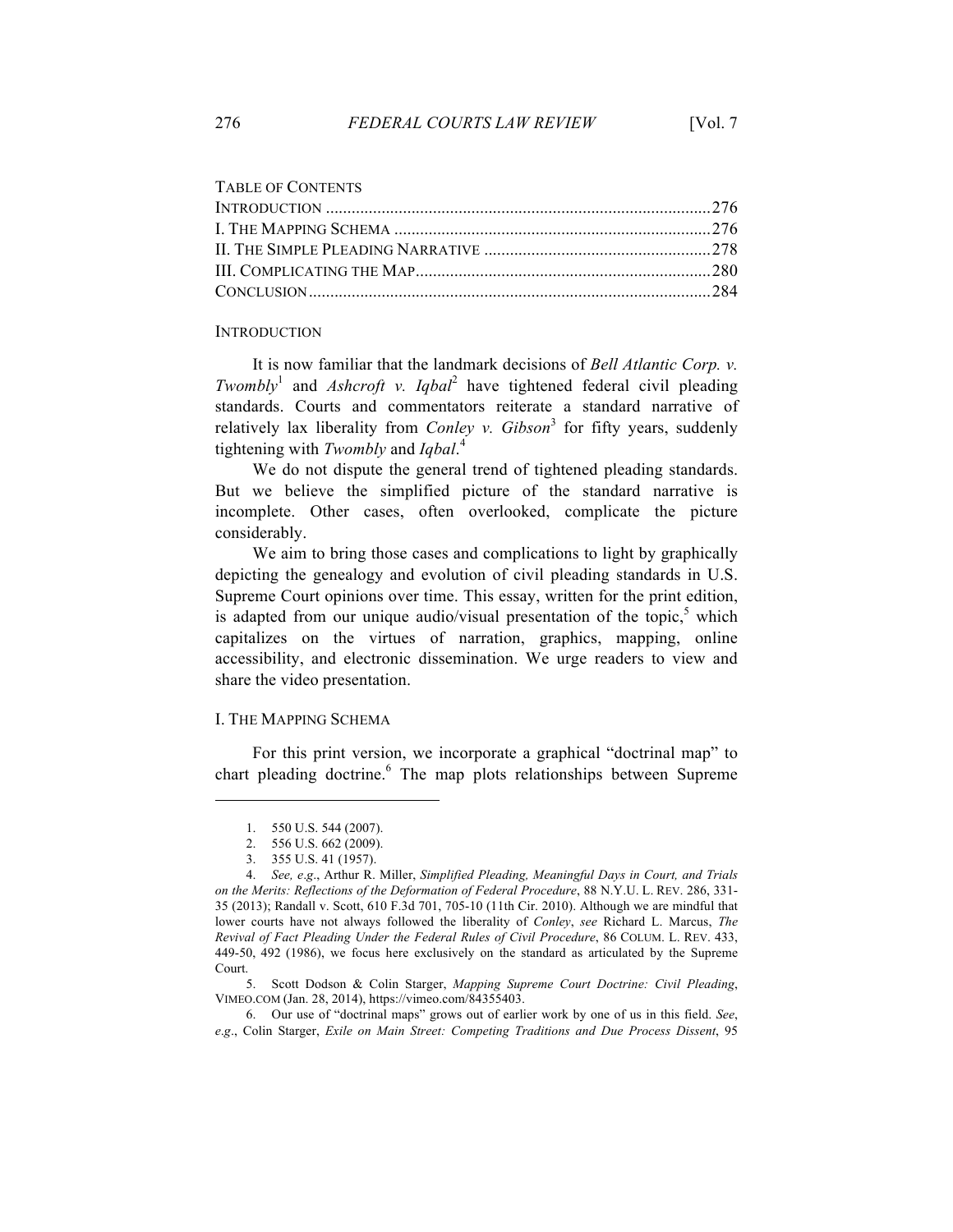TABLE OF CONTENTS

INTRODUCTION ........................................................................................ 276
I. THE MAPPING SCHEMA ......................................................................... 276
II. THE SIMPLE PLEADING NARRATIVE ..................................................... 278
III. COMPLICATING THE MAP..................................................................... 280
CONCLUSION ............................................................................................. 284

## INTRODUCTION

It is now familiar that the landmark decisions of *Bell Atlantic Corp. v. Twombly*[1] and *Ashcroft v. Iqbal*[2] have tightened federal civil pleading standards. Courts and commentators reiterate a standard narrative of relatively lax liberality from *Conley v. Gibson*[3] for fifty years, suddenly tightening with *Twombly* and *Iqbal*.[4]

We do not dispute the general trend of tightened pleading standards. But we believe the simplified picture of the standard narrative is incomplete. Other cases, often overlooked, complicate the picture considerably.

We aim to bring those cases and complications to light by graphically depicting the genealogy and evolution of civil pleading standards in U.S. Supreme Court opinions over time. This essay, written for the print edition, is adapted from our unique audio/visual presentation of the topic,[5] which capitalizes on the virtues of narration, graphics, mapping, online accessibility, and electronic dissemination. We urge readers to view and share the video presentation.

## I. THE MAPPING SCHEMA

For this print version, we incorporate a graphical "doctrinal map" to chart pleading doctrine.[6] The map plots relationships between Supreme

---

1. 550 U.S. 544 (2007).
2. 556 U.S. 662 (2009).
3. 355 U.S. 41 (1957).
4. *See, e.g.*, Arthur R. Miller, *Simplified Pleading, Meaningful Days in Court, and Trials on the Merits: Reflections of the Deformation of Federal Procedure*, 88 N.Y.U. L. REV. 286, 331-35 (2013); Randall v. Scott, 610 F.3d 701, 705-10 (11th Cir. 2010). Although we are mindful that lower courts have not always followed the liberality of *Conley*, *see* Richard L. Marcus, *The Revival of Fact Pleading Under the Federal Rules of Civil Procedure*, 86 COLUM. L. REV. 433, 449-50, 492 (1986), we focus here exclusively on the standard as articulated by the Supreme Court.
5. Scott Dodson & Colin Starger, *Mapping Supreme Court Doctrine: Civil Pleading*, VIMEO.COM (Jan. 28, 2014), https://vimeo.com/84355403.
6. Our use of "doctrinal maps" grows out of earlier work by one of us in this field. *See*, *e.g.*, Colin Starger, *Exile on Main Street: Competing Traditions and Due Process Dissent*, 95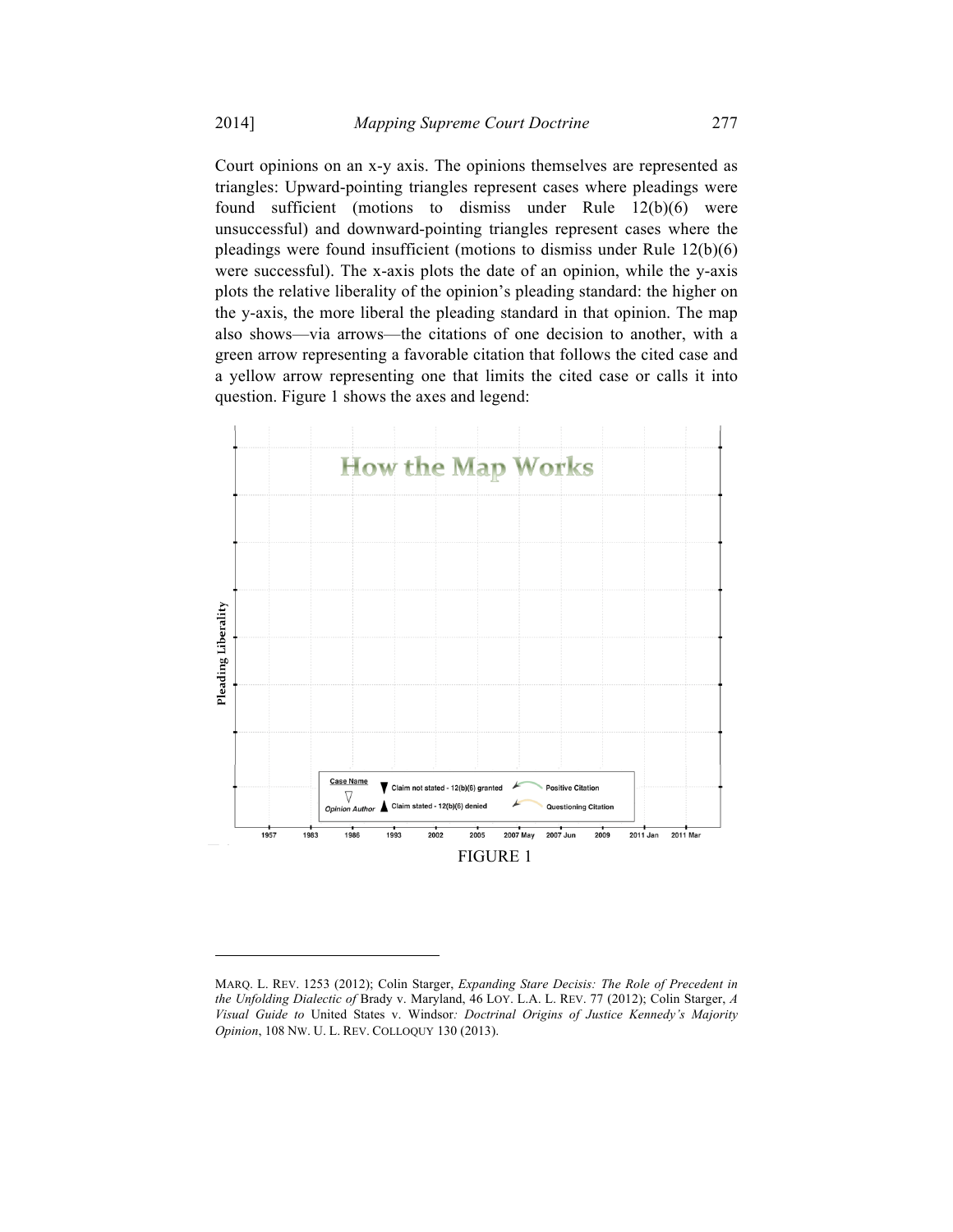Court opinions on an x-y axis. The opinions themselves are represented as triangles: Upward-pointing triangles represent cases where pleadings were found sufficient (motions to dismiss under Rule 12(b)(6) were unsuccessful) and downward-pointing triangles represent cases where the pleadings were found insufficient (motions to dismiss under Rule 12(b)(6) were successful). The x-axis plots the date of an opinion, while the y-axis plots the relative liberality of the opinion's pleading standard: the higher on the y-axis, the more liberal the pleading standard in that opinion. The map also shows—via arrows—the citations of one decision to another, with a green arrow representing a favorable citation that follows the cited case and a yellow arrow representing one that limits the cited case or calls it into question. Figure 1 shows the axes and legend:

FIGURE 1

---

MARQ. L. REV. 1253 (2012); Colin Starger, *Expanding Stare Decisis: The Role of Precedent in the Unfolding Dialectic of* Brady v. Maryland, 46 LOY. L.A. L. REV. 77 (2012); Colin Starger, *A Visual Guide to* United States v. Windsor*: Doctrinal Origins of Justice Kennedy's Majority Opinion*, 108 NW. U. L. REV. COLLOQUY 130 (2013).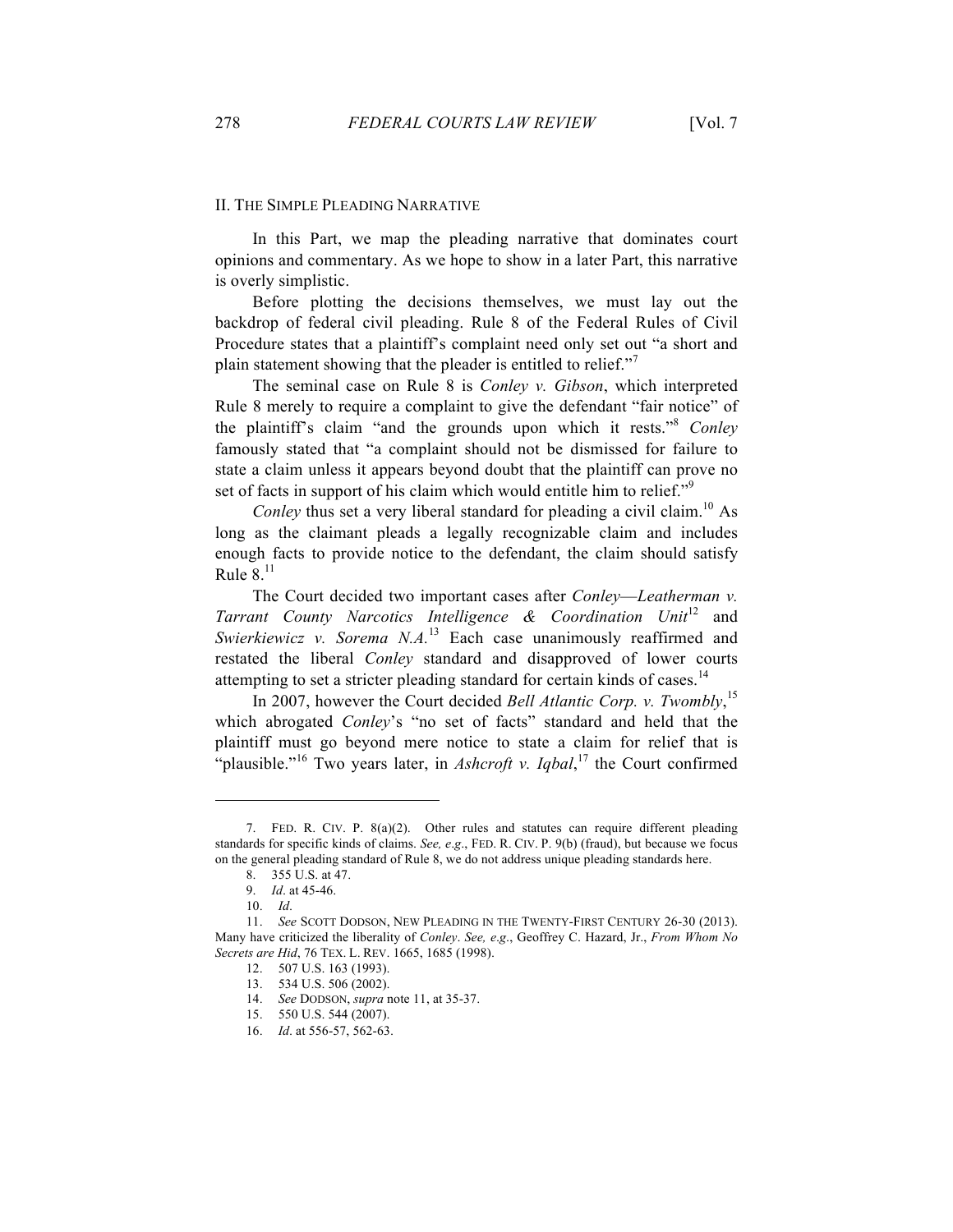## II. THE SIMPLE PLEADING NARRATIVE

In this Part, we map the pleading narrative that dominates court opinions and commentary. As we hope to show in a later Part, this narrative is overly simplistic.

Before plotting the decisions themselves, we must lay out the backdrop of federal civil pleading. Rule 8 of the Federal Rules of Civil Procedure states that a plaintiff's complaint need only set out "a short and plain statement showing that the pleader is entitled to relief."[7]

The seminal case on Rule 8 is *Conley v. Gibson*, which interpreted Rule 8 merely to require a complaint to give the defendant "fair notice" of the plaintiff's claim "and the grounds upon which it rests."[8] *Conley* famously stated that "a complaint should not be dismissed for failure to state a claim unless it appears beyond doubt that the plaintiff can prove no set of facts in support of his claim which would entitle him to relief."[9]

*Conley* thus set a very liberal standard for pleading a civil claim.[10] As long as the claimant pleads a legally recognizable claim and includes enough facts to provide notice to the defendant, the claim should satisfy Rule 8.[11]

The Court decided two important cases after *Conley*—*Leatherman v. Tarrant County Narcotics Intelligence & Coordination Unit*[12] and *Swierkiewicz v. Sorema N.A.*[13] Each case unanimously reaffirmed and restated the liberal *Conley* standard and disapproved of lower courts attempting to set a stricter pleading standard for certain kinds of cases.[14]

In 2007, however the Court decided *Bell Atlantic Corp. v. Twombly*,[15] which abrogated *Conley*'s "no set of facts" standard and held that the plaintiff must go beyond mere notice to state a claim for relief that is "plausible."[16] Two years later, in *Ashcroft v. Iqbal*,[17] the Court confirmed

---

7. FED. R. CIV. P. 8(a)(2). Other rules and statutes can require different pleading standards for specific kinds of claims. *See, e.g*., FED. R. CIV. P. 9(b) (fraud), but because we focus on the general pleading standard of Rule 8, we do not address unique pleading standards here.

8. 355 U.S. at 47.

9. *Id*. at 45-46.

10. *Id*.

11. *See* SCOTT DODSON, NEW PLEADING IN THE TWENTY-FIRST CENTURY 26-30 (2013). Many have criticized the liberality of *Conley*. *See, e.g*., Geoffrey C. Hazard, Jr., *From Whom No Secrets are Hid*, 76 TEX. L. REV. 1665, 1685 (1998).

12. 507 U.S. 163 (1993).

13. 534 U.S. 506 (2002).

14. *See* DODSON, *supra* note 11, at 35-37.

15. 550 U.S. 544 (2007).

16. *Id*. at 556-57, 562-63.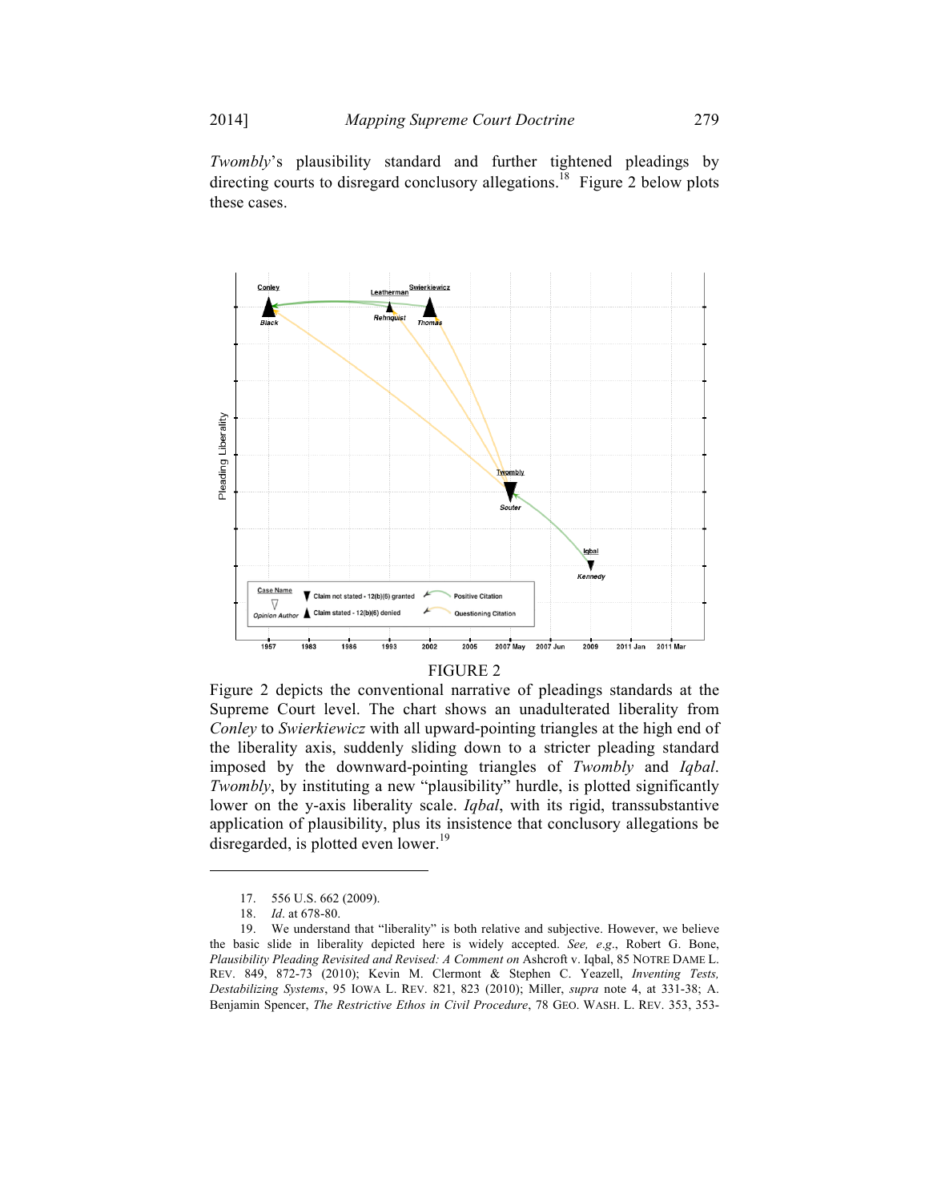*Twombly*'s plausibility standard and further tightened pleadings by directing courts to disregard conclusory allegations.[18] Figure 2 below plots these cases.

FIGURE 2

Figure 2 depicts the conventional narrative of pleadings standards at the Supreme Court level. The chart shows an unadulterated liberality from *Conley* to *Swierkiewicz* with all upward-pointing triangles at the high end of the liberality axis, suddenly sliding down to a stricter pleading standard imposed by the downward-pointing triangles of *Twombly* and *Iqbal*. *Twombly*, by instituting a new "plausibility" hurdle, is plotted significantly lower on the y-axis liberality scale. *Iqbal*, with its rigid, transsubstantive application of plausibility, plus its insistence that conclusory allegations be disregarded, is plotted even lower.[19]

---

17. 556 U.S. 662 (2009).

18. *Id*. at 678-80.

19. We understand that "liberality" is both relative and subjective. However, we believe the basic slide in liberality depicted here is widely accepted. *See, e.g*., Robert G. Bone, *Plausibility Pleading Revisited and Revised: A Comment on* Ashcroft v. Iqbal, 85 NOTRE DAME L. REV. 849, 872-73 (2010); Kevin M. Clermont & Stephen C. Yeazell, *Inventing Tests, Destabilizing Systems*, 95 IOWA L. REV. 821, 823 (2010); Miller, *supra* note 4, at 331-38; A. Benjamin Spencer, *The Restrictive Ethos in Civil Procedure*, 78 GEO. WASH. L. REV. 353, 353-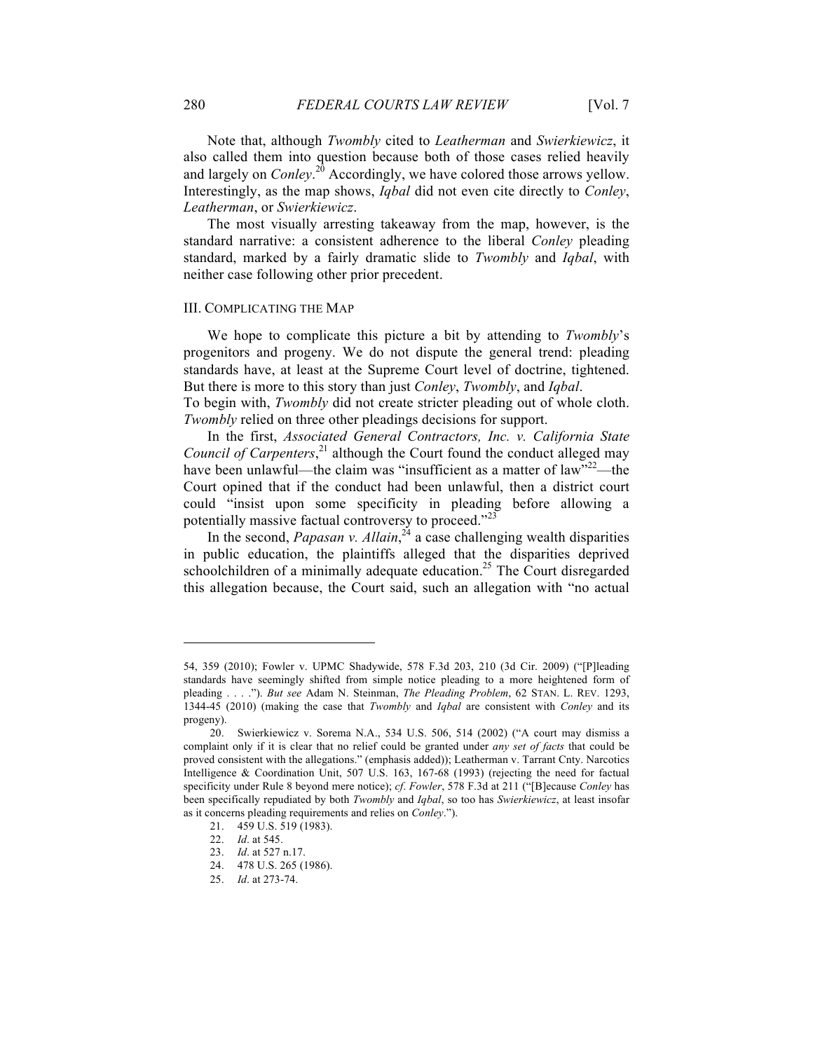Note that, although *Twombly* cited to *Leatherman* and *Swierkiewicz*, it also called them into question because both of those cases relied heavily and largely on *Conley*.[20] Accordingly, we have colored those arrows yellow. Interestingly, as the map shows, *Iqbal* did not even cite directly to *Conley*, *Leatherman*, or *Swierkiewicz*.

The most visually arresting takeaway from the map, however, is the standard narrative: a consistent adherence to the liberal *Conley* pleading standard, marked by a fairly dramatic slide to *Twombly* and *Iqbal*, with neither case following other prior precedent.

## III. COMPLICATING THE MAP

We hope to complicate this picture a bit by attending to *Twombly*'s progenitors and progeny. We do not dispute the general trend: pleading standards have, at least at the Supreme Court level of doctrine, tightened. But there is more to this story than just *Conley*, *Twombly*, and *Iqbal*.

To begin with, *Twombly* did not create stricter pleading out of whole cloth. *Twombly* relied on three other pleadings decisions for support.

In the first, *Associated General Contractors, Inc. v. California State Council of Carpenters*,[21] although the Court found the conduct alleged may have been unlawful—the claim was "insufficient as a matter of law"[22]—the Court opined that if the conduct had been unlawful, then a district court could "insist upon some specificity in pleading before allowing a potentially massive factual controversy to proceed."[23]

In the second, *Papasan v. Allain*,[24] a case challenging wealth disparities in public education, the plaintiffs alleged that the disparities deprived schoolchildren of a minimally adequate education.[25] The Court disregarded this allegation because, the Court said, such an allegation with "no actual

---

54, 359 (2010); Fowler v. UPMC Shadywide, 578 F.3d 203, 210 (3d Cir. 2009) ("[P]leading standards have seemingly shifted from simple notice pleading to a more heightened form of pleading . . . ."). *But see* Adam N. Steinman, *The Pleading Problem*, 62 STAN. L. REV. 1293, 1344-45 (2010) (making the case that *Twombly* and *Iqbal* are consistent with *Conley* and its progeny).

20. Swierkiewicz v. Sorema N.A., 534 U.S. 506, 514 (2002) ("A court may dismiss a complaint only if it is clear that no relief could be granted under *any set of facts* that could be proved consistent with the allegations." (emphasis added)); Leatherman v. Tarrant Cnty. Narcotics Intelligence & Coordination Unit, 507 U.S. 163, 167-68 (1993) (rejecting the need for factual specificity under Rule 8 beyond mere notice); *cf*. *Fowler*, 578 F.3d at 211 ("[B]ecause *Conley* has been specifically repudiated by both *Twombly* and *Iqbal*, so too has *Swierkiewicz*, at least insofar as it concerns pleading requirements and relies on *Conley*.").

21. 459 U.S. 519 (1983).

22. *Id*. at 545.

23. *Id*. at 527 n.17.

24. 478 U.S. 265 (1986).

25. *Id*. at 273-74.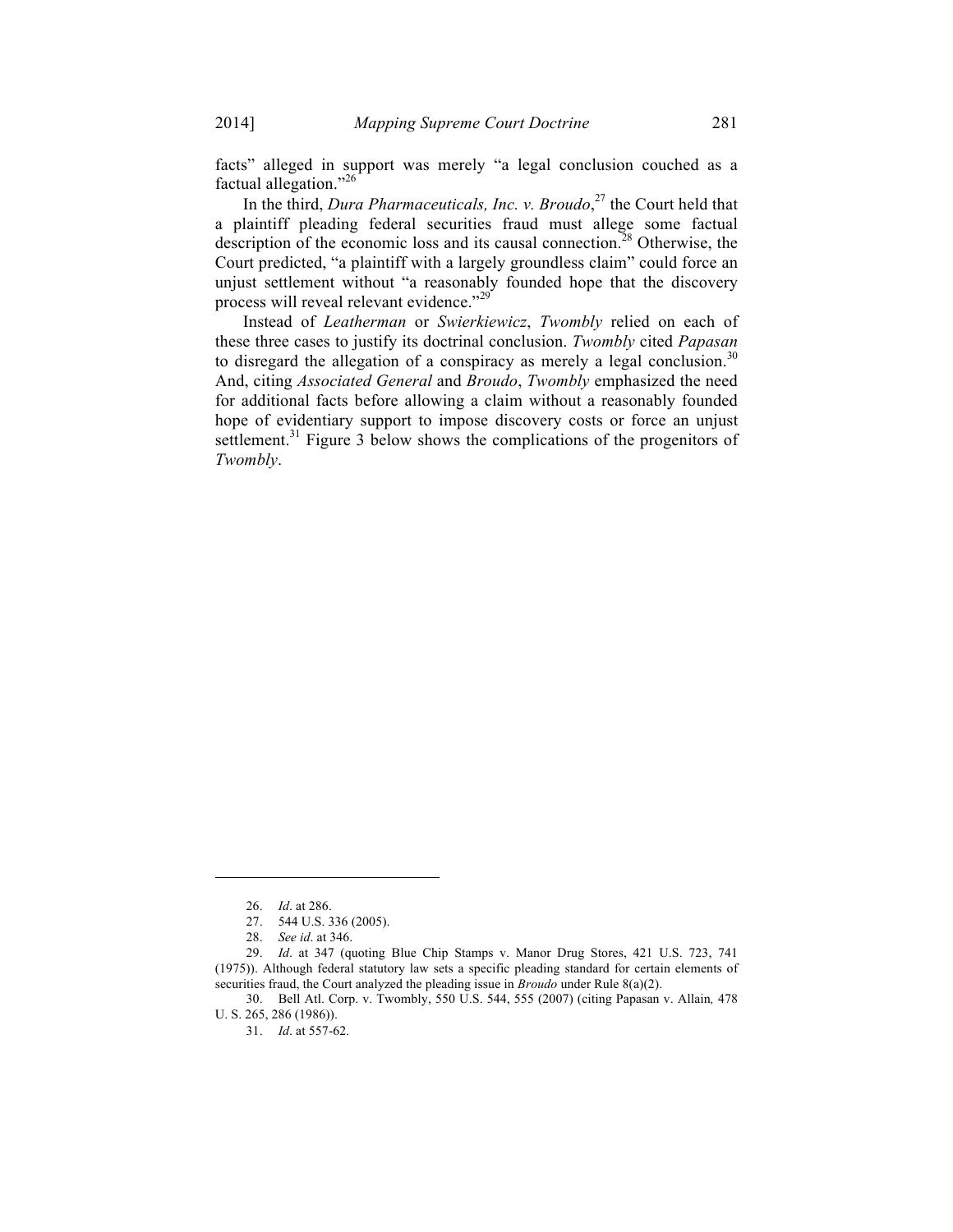facts" alleged in support was merely "a legal conclusion couched as a factual allegation."[26]

In the third, *Dura Pharmaceuticals, Inc. v. Broudo*,[27] the Court held that a plaintiff pleading federal securities fraud must allege some factual description of the economic loss and its causal connection.[28] Otherwise, the Court predicted, "a plaintiff with a largely groundless claim" could force an unjust settlement without "a reasonably founded hope that the discovery process will reveal relevant evidence."[29]

Instead of *Leatherman* or *Swierkiewicz*, *Twombly* relied on each of these three cases to justify its doctrinal conclusion. *Twombly* cited *Papasan* to disregard the allegation of a conspiracy as merely a legal conclusion.[30] And, citing *Associated General* and *Broudo*, *Twombly* emphasized the need for additional facts before allowing a claim without a reasonably founded hope of evidentiary support to impose discovery costs or force an unjust settlement.[31] Figure 3 below shows the complications of the progenitors of *Twombly*.

---

26. *Id*. at 286.

27. 544 U.S. 336 (2005).

28. *See id*. at 346.

29. *Id*. at 347 (quoting Blue Chip Stamps v. Manor Drug Stores, 421 U.S. 723, 741 (1975)). Although federal statutory law sets a specific pleading standard for certain elements of securities fraud, the Court analyzed the pleading issue in *Broudo* under Rule 8(a)(2).

30. Bell Atl. Corp. v. Twombly, 550 U.S. 544, 555 (2007) (citing Papasan v. Allain*,* 478 U. S. 265, 286 (1986)).

31. *Id*. at 557-62.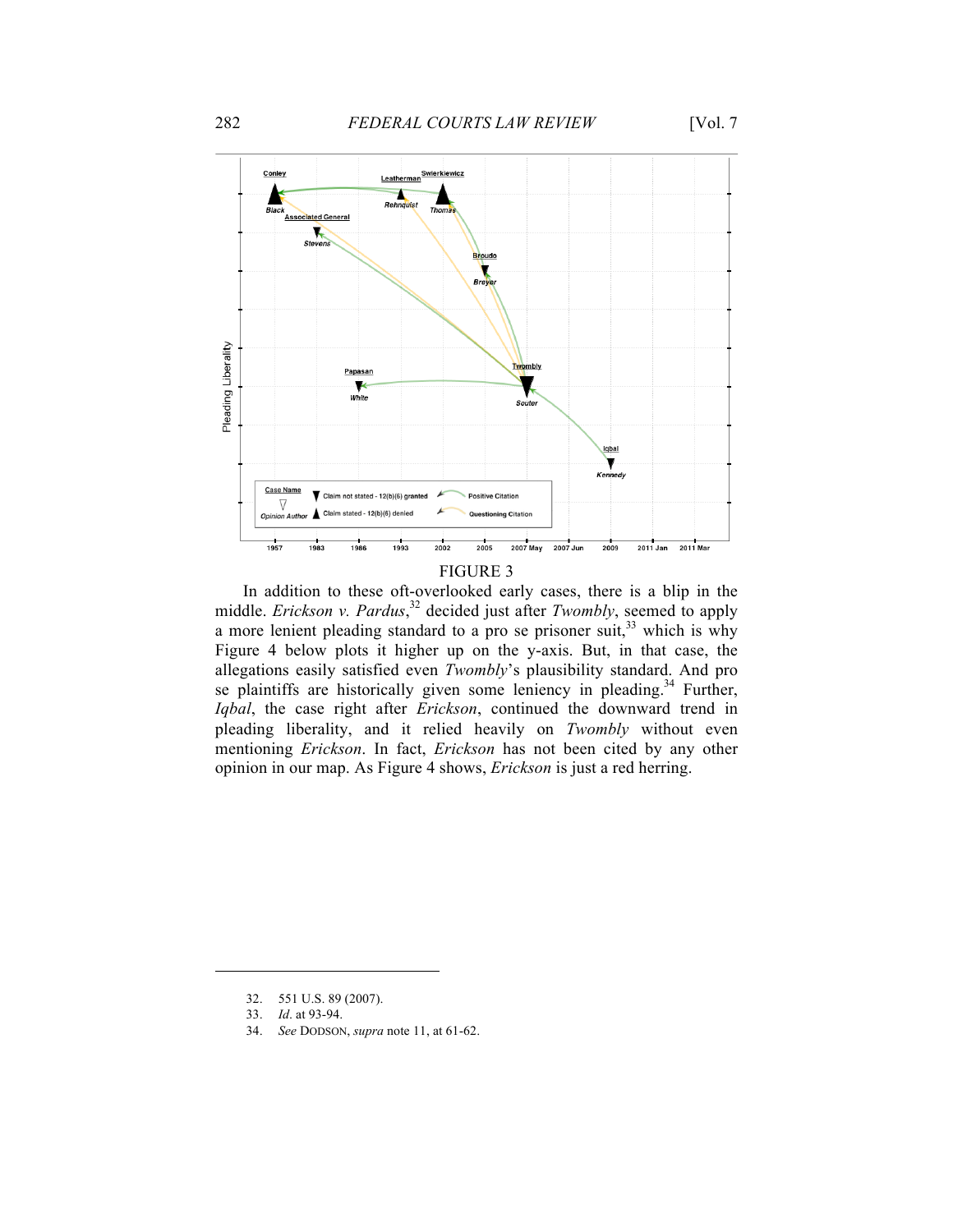FIGURE 3

In addition to these oft-overlooked early cases, there is a blip in the middle. *Erickson v. Pardus*,[32] decided just after *Twombly*, seemed to apply a more lenient pleading standard to a pro se prisoner suit,[33] which is why Figure 4 below plots it higher up on the y-axis. But, in that case, the allegations easily satisfied even *Twombly*'s plausibility standard. And pro se plaintiffs are historically given some leniency in pleading.[34] Further, *Iqbal*, the case right after *Erickson*, continued the downward trend in pleading liberality, and it relied heavily on *Twombly* without even mentioning *Erickson*. In fact, *Erickson* has not been cited by any other opinion in our map. As Figure 4 shows, *Erickson* is just a red herring.

---

32. 551 U.S. 89 (2007).

33. *Id*. at 93-94.

34. *See* DODSON, *supra* note 11, at 61-62.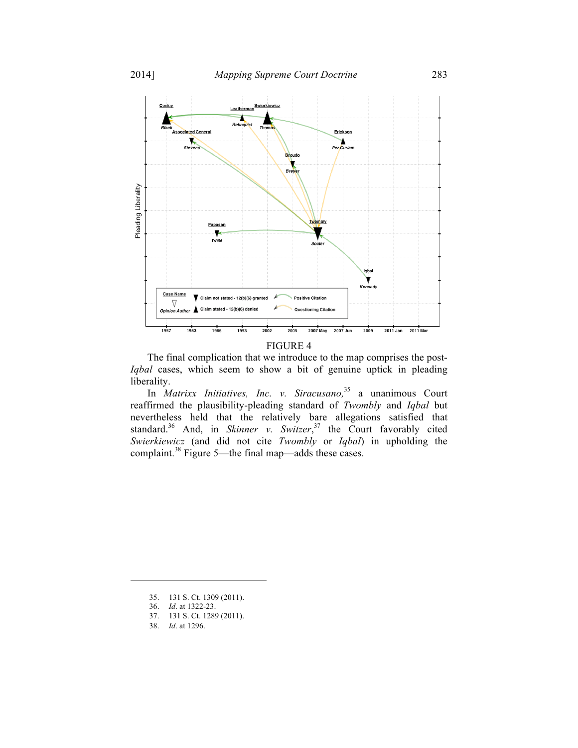FIGURE 4

The final complication that we introduce to the map comprises the post-*Iqbal* cases, which seem to show a bit of genuine uptick in pleading liberality.

In *Matrixx Initiatives, Inc. v. Siracusano,*[35] a unanimous Court reaffirmed the plausibility-pleading standard of *Twombly* and *Iqbal* but nevertheless held that the relatively bare allegations satisfied that standard.[36] And, in *Skinner v. Switzer*,[37] the Court favorably cited *Swierkiewicz* (and did not cite *Twombly* or *Iqbal*) in upholding the complaint.[38] Figure 5—the final map—adds these cases.

---

35. 131 S. Ct. 1309 (2011).
36. *Id*. at 1322-23.
37. 131 S. Ct. 1289 (2011).
38. *Id*. at 1296.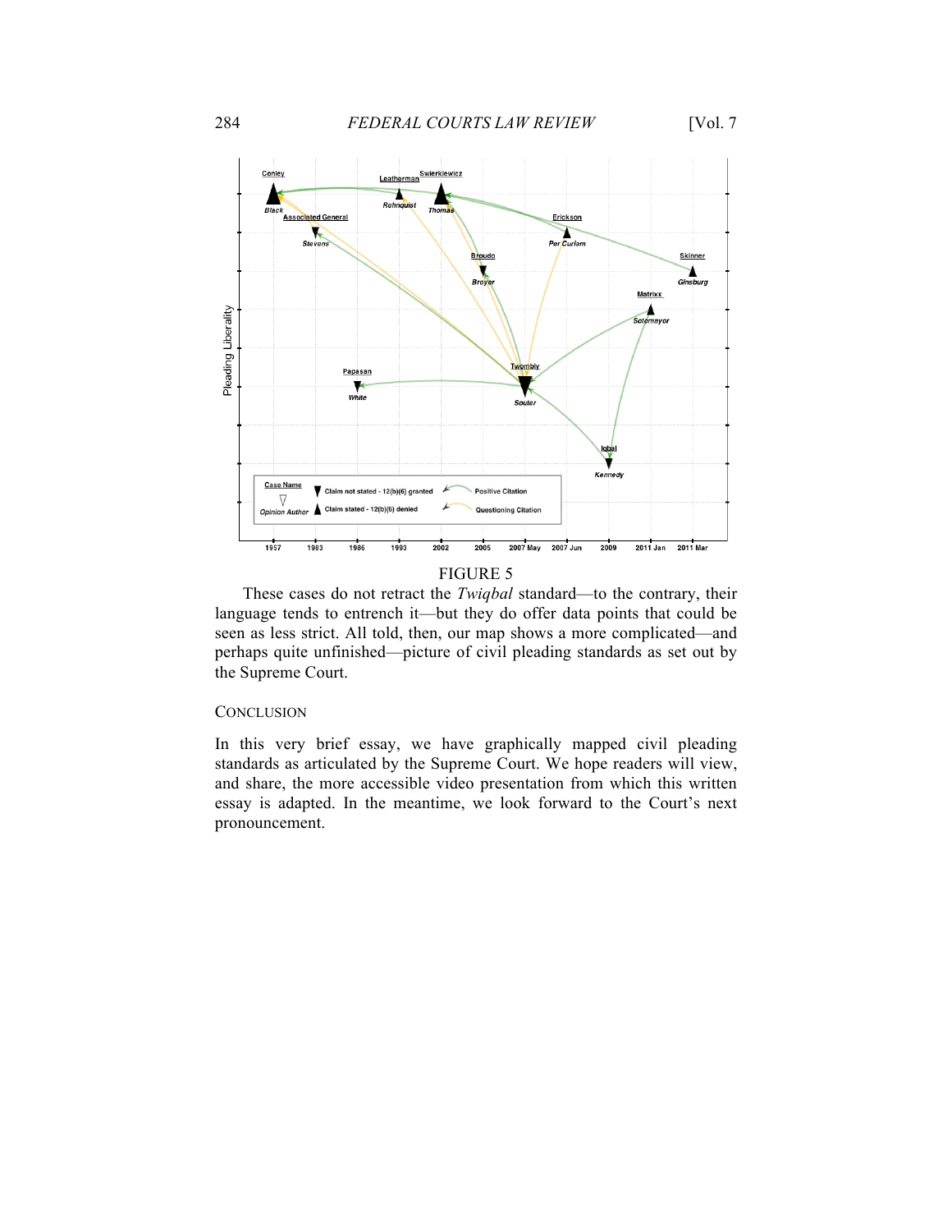Conley

Black

Leatherman

Rehnquist

Swierkiewicz

Thomas

Associated General

Stevens

Erickson

Per Curiam

Broudo

Breyer

Skinner

Ginsburg

Matrixx

Sotomayor

Twombly

Souter

Papasan

White

Iqbal

Kennedy

Pleading Liberality

Case Name

Opinion Author

Claim not stated - 12(b)(6) granted

Claim stated - 12(b)(6) denied

Positive Citation

Questioning Citation

1957 1983 1986 1993 2002 2005 2007 May 2007 Jun 2009 2011 Jan 2011 Mar

FIGURE 5

These cases do not retract the *Twiqbal* standard—to the contrary, their language tends to entrench it—but they do offer data points that could be seen as less strict. All told, then, our map shows a more complicated—and perhaps quite unfinished—picture of civil pleading standards as set out by the Supreme Court.

## CONCLUSION

In this very brief essay, we have graphically mapped civil pleading standards as articulated by the Supreme Court. We hope readers will view, and share, the more accessible video presentation from which this written essay is adapted. In the meantime, we look forward to the Court's next pronouncement.